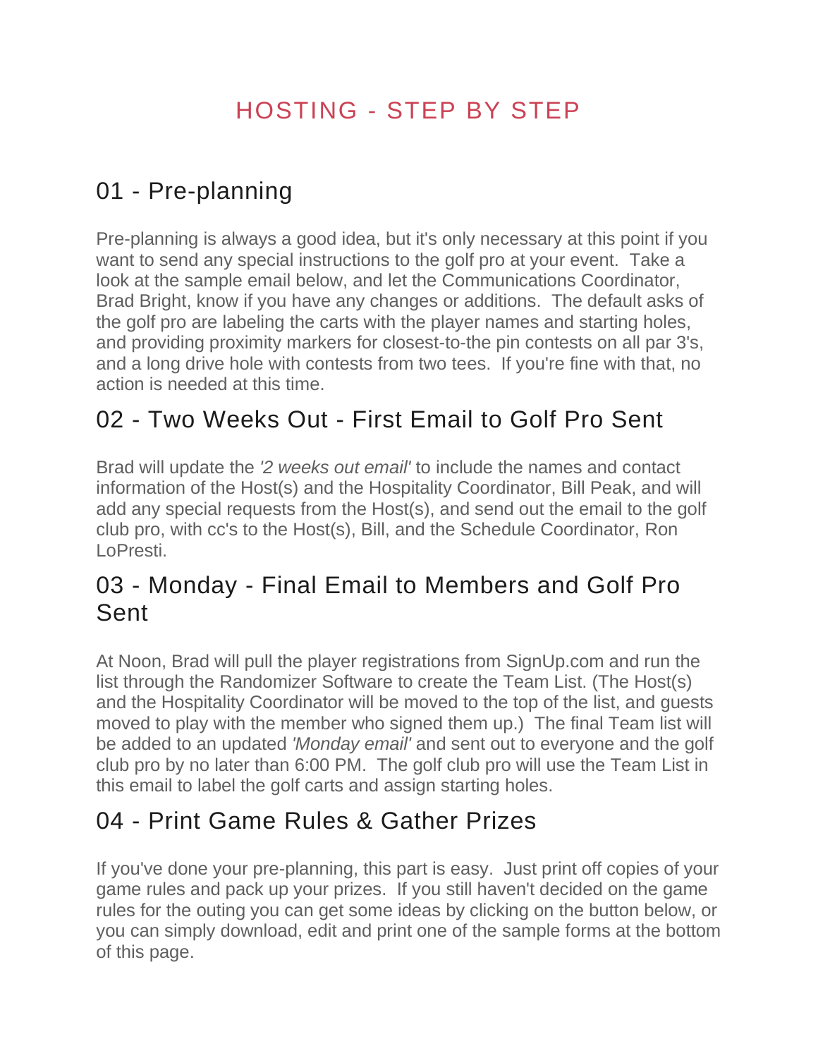# HOSTING - STEP BY STEP

## 01 - Pre-planning

Pre-planning is always a good idea, but it's only necessary at this point if you want to send any special instructions to the golf pro at your event.  Take a look at the sample email below, and let the Communications Coordinator, Brad Bright, know if you have any changes or additions.  The default asks of the golf pro are labeling the carts with the player names and starting holes, and providing proximity markers for closest-to-the pin contests on all par 3's, and a long drive hole with contests from two tees.  If you're fine with that, no action is needed at this time.

## 02 - Two Weeks Out - First Email to Golf Pro Sent

Brad will update the *'2 weeks out email'* to include the names and contact information of the Host(s) and the Hospitality Coordinator, Bill Peak, and will add any special requests from the Host(s), and send out the email to the golf club pro, with cc's to the Host(s), Bill, and the Schedule Coordinator, Ron LoPresti.

## 03 - Monday - Final Email to Members and Golf Pro Sent

At Noon, Brad will pull the player registrations from SignUp.com and run the list through the Randomizer Software to create the Team List. (The Host(s) and the Hospitality Coordinator will be moved to the top of the list, and guests moved to play with the member who signed them up.)  The final Team list will be added to an updated *'Monday email'* and sent out to everyone and the golf club pro by no later than 6:00 PM.  The golf club pro will use the Team List in this email to label the golf carts and assign starting holes.

## 04 - Print Game Rules & Gather Prizes

If you've done your pre-planning, this part is easy.  Just print off copies of your game rules and pack up your prizes.  If you still haven't decided on the game rules for the outing you can get some ideas by clicking on the button below, or you can simply download, edit and print one of the sample forms at the bottom of this page.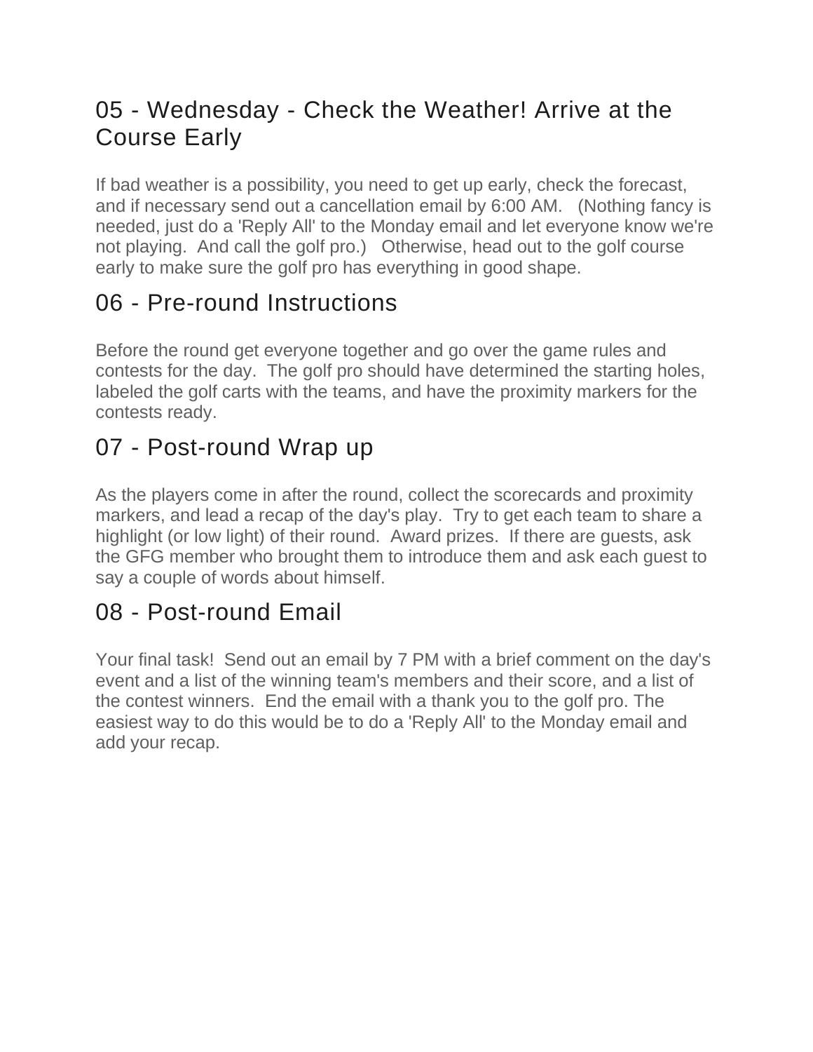## 05 - Wednesday - Check the Weather! Arrive at the Course Early

If bad weather is a possibility, you need to get up early, check the forecast, and if necessary send out a cancellation email by 6:00 AM. (Nothing fancy is needed, just do a 'Reply All' to the Monday email and let everyone know we're not playing. And call the golf pro.) Otherwise, head out to the golf course early to make sure the golf pro has everything in good shape.

## 06 - Pre-round Instructions

Before the round get everyone together and go over the game rules and contests for the day. The golf pro should have determined the starting holes, labeled the golf carts with the teams, and have the proximity markers for the contests ready.

## 07 - Post-round Wrap up

As the players come in after the round, collect the scorecards and proximity markers, and lead a recap of the day's play. Try to get each team to share a highlight (or low light) of their round. Award prizes. If there are guests, ask the GFG member who brought them to introduce them and ask each guest to say a couple of words about himself.

## 08 - Post-round Email

Your final task! Send out an email by 7 PM with a brief comment on the day's event and a list of the winning team's members and their score, and a list of the contest winners. End the email with a thank you to the golf pro. The easiest way to do this would be to do a 'Reply All' to the Monday email and add your recap.